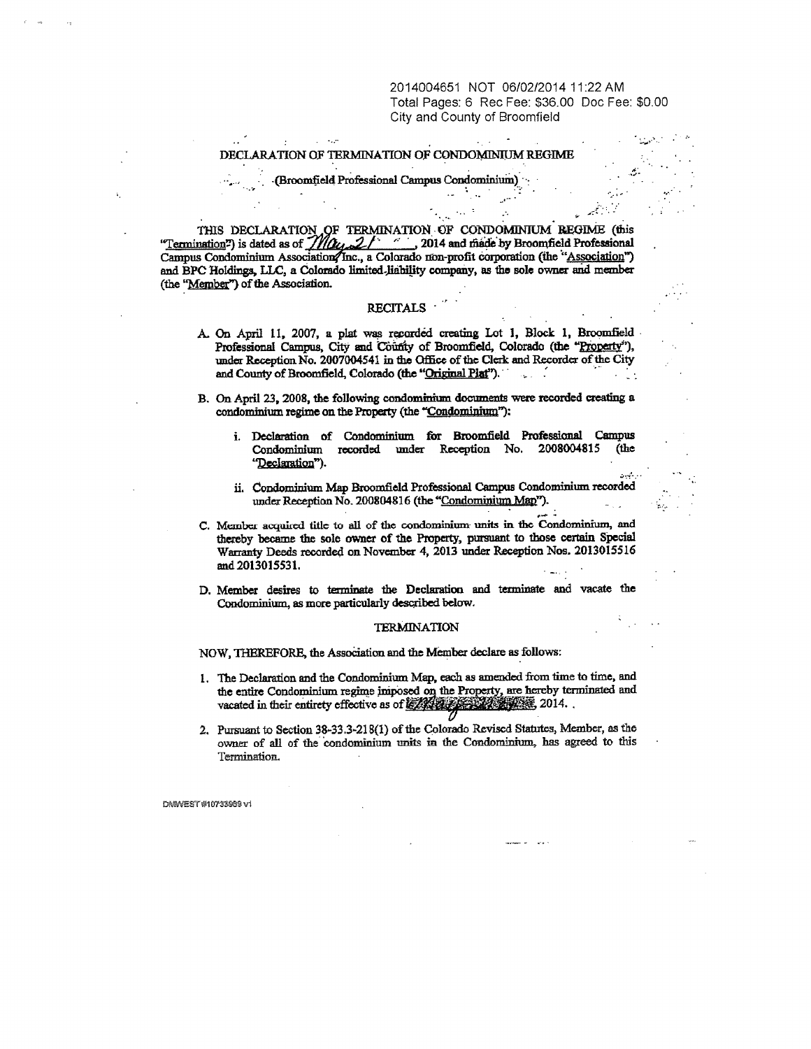2014004651 NOT 06/02/2014 11:22 AM
Total Pages: 6 Rec Fee: $36.00 Doc Fee: $0.00
City and County of Broomfield

# DECLARATION OF TERMINATION OF CONDOMINIUM REGIME

(Broomfield Professional Campus Condominium)

THIS DECLARATION OF TERMINATION OF CONDOMINIUM REGIME (this "Termination") is dated as of May 21, 2014 and made by Broomfield Professional Campus Condominium Association, Inc., a Colorado non-profit corporation (the "Association") and BPC Holdings, LLC, a Colorado limited liability company, as the sole owner and member (the "Member") of the Association.

## RECITALS

A. On April 11, 2007, a plat was recorded creating Lot 1, Block 1, Broomfield Professional Campus, City and County of Broomfield, Colorado (the "Property"), under Reception No. 2007004541 in the Office of the Clerk and Recorder of the City and County of Broomfield, Colorado (the "Original Plat").

B. On April 23, 2008, the following condominium documents were recorded creating a condominium regime on the Property (the "Condominium"):

   i. Declaration of Condominium for Broomfield Professional Campus Condominium recorded under Reception No. 2008004815 (the "Declaration").

   ii. Condominium Map Broomfield Professional Campus Condominium recorded under Reception No. 200804816 (the "Condominium Map").

C. Member acquired title to all of the condominium units in the Condominium, and thereby became the sole owner of the Property, pursuant to those certain Special Warranty Deeds recorded on November 4, 2013 under Reception Nos. 2013015516 and 2013015531.

D. Member desires to terminate the Declaration and terminate and vacate the Condominium, as more particularly described below.

## TERMINATION

NOW, THEREFORE, the Association and the Member declare as follows:

1. The Declaration and the Condominium Map, each as amended from time to time, and the entire Condominium regime imposed on the Property, are hereby terminated and vacated in their entirety effective as of May 21, 2014. .

2. Pursuant to Section 38-33.3-218(1) of the Colorado Revised Statutes, Member, as the owner of all of the condominium units in the Condominium, has agreed to this Termination.

DMWEST #10733989 v1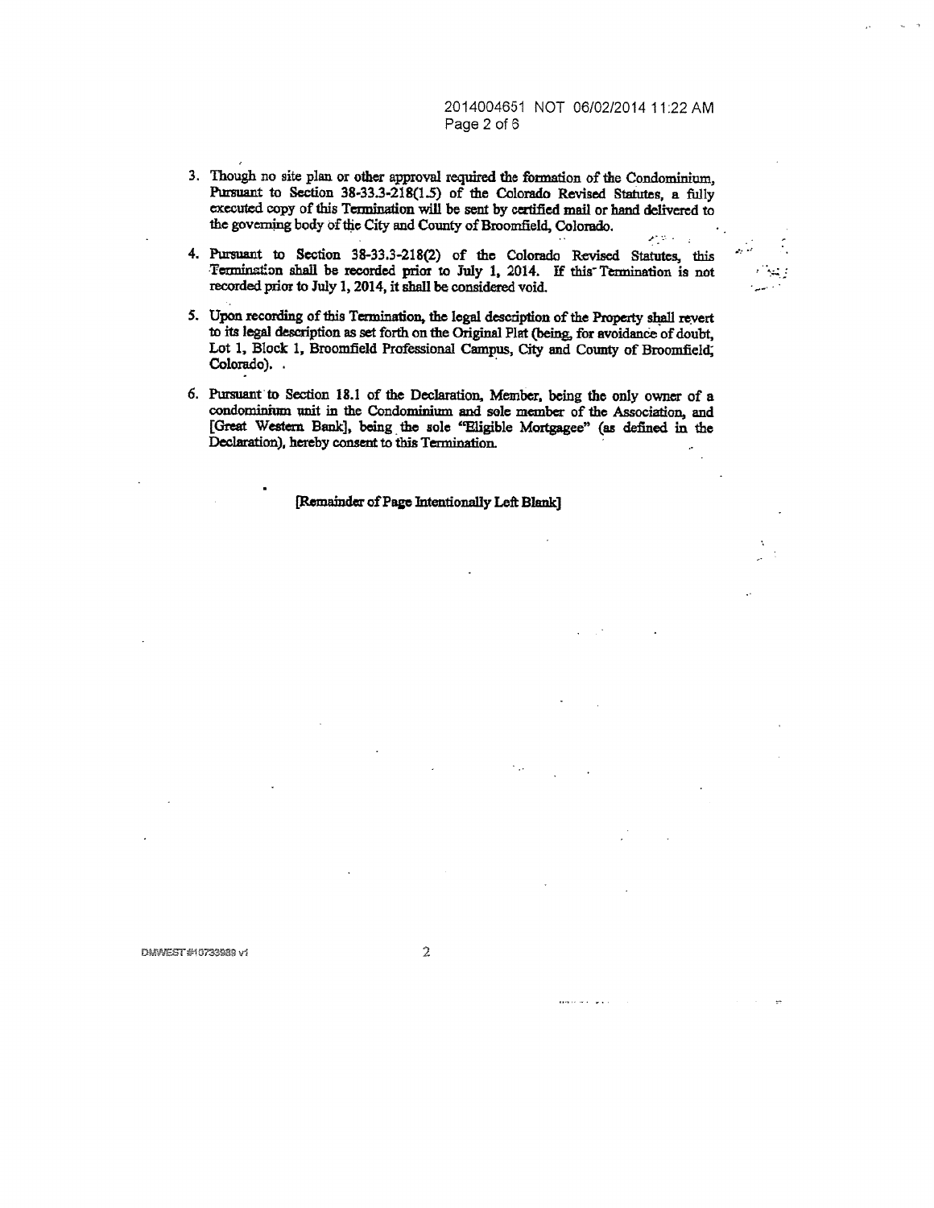3. Though no site plan or other approval required the formation of the Condominium, Pursuant to Section 38-33.3-218(1.5) of the Colorado Revised Statutes, a fully executed copy of this Termination will be sent by certified mail or hand delivered to the governing body of the City and County of Broomfield, Colorado.

4. Pursuant to Section 38-33.3-218(2) of the Colorado Revised Statutes, this Termination shall be recorded prior to July 1, 2014. If this Termination is not recorded prior to July 1, 2014, it shall be considered void.

5. Upon recording of this Termination, the legal description of the Property shall revert to its legal description as set forth on the Original Plat (being, for avoidance of doubt, Lot 1, Block 1, Broomfield Professional Campus, City and County of Broomfield, Colorado).

6. Pursuant to Section 18.1 of the Declaration, Member, being the only owner of a condominium unit in the Condominium and sole member of the Association, and [Great Western Bank], being the sole "Eligible Mortgagee" (as defined in the Declaration), hereby consent to this Termination.

[Remainder of Page Intentionally Left Blank]

DMWEST #10733989 v1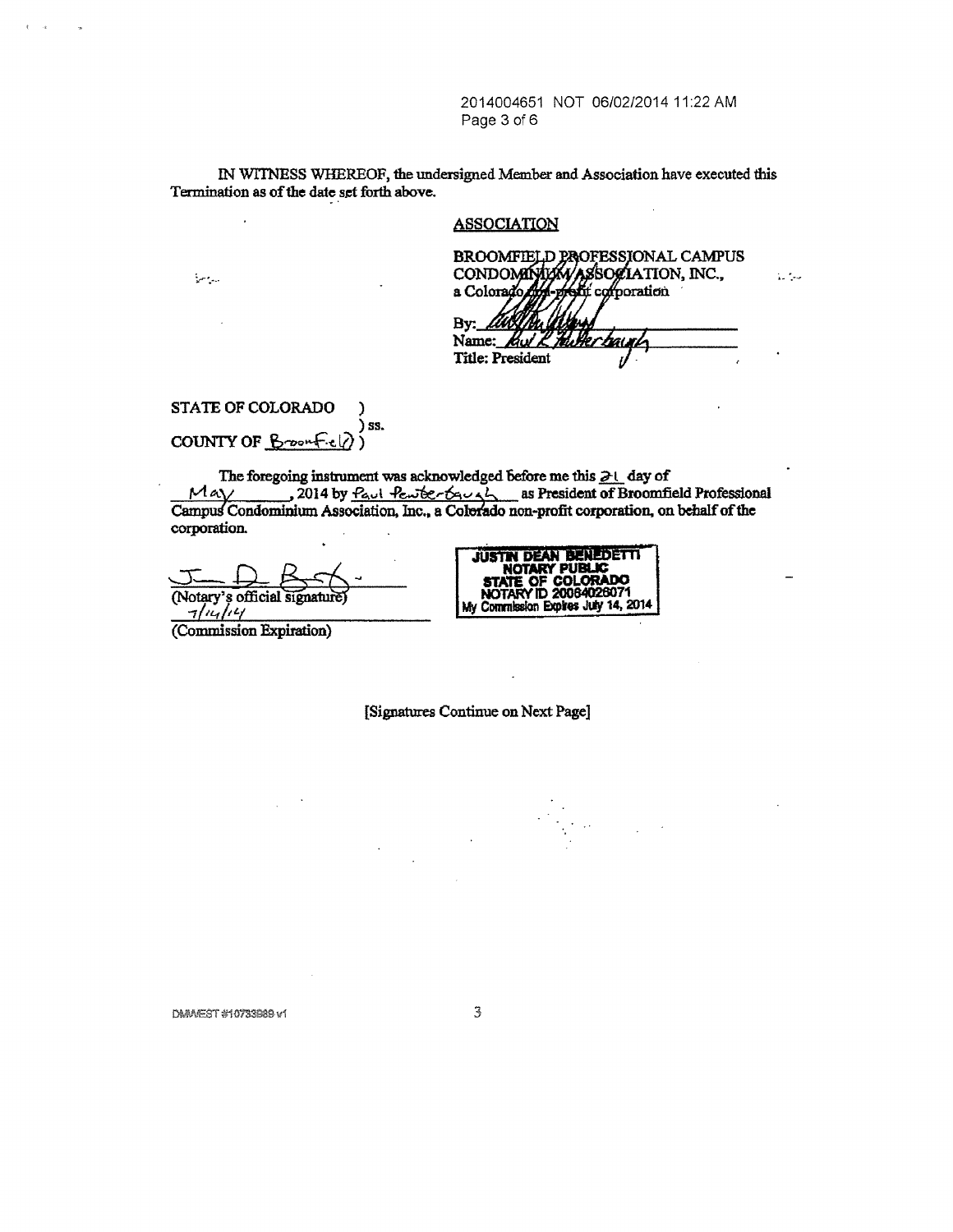2014004651 NOT 06/02/2014 11:22 AM

IN WITNESS WHEREOF, the undersigned Member and Association have executed this Termination as of the date set forth above.

**ASSOCIATION**

BROOMFIELD PROFESSIONAL CAMPUS CONDOMINIUM ASSOCIATION, INC.,
a Colorado non-profit corporation

By: ___________________________
Name: Paul R. Pewterbaugh
Title: President

STATE OF COLORADO )
) ss.
COUNTY OF Broomfield )

The foregoing instrument was acknowledged before me this 21 day of May, 2014 by Paul Pewterbaugh as President of Broomfield Professional Campus Condominium Association, Inc., a Colorado non-profit corporation, on behalf of the corporation.

___________________________
(Notary's official signature)

7/14/14
(Commission Expiration)

JUSTIN DEAN BENEDETTI
NOTARY PUBLIC
STATE OF COLORADO
NOTARY ID 20064026071
My Commission Expires July 14, 2014

[Signatures Continue on Next Page]

DMWEST #10733889 v1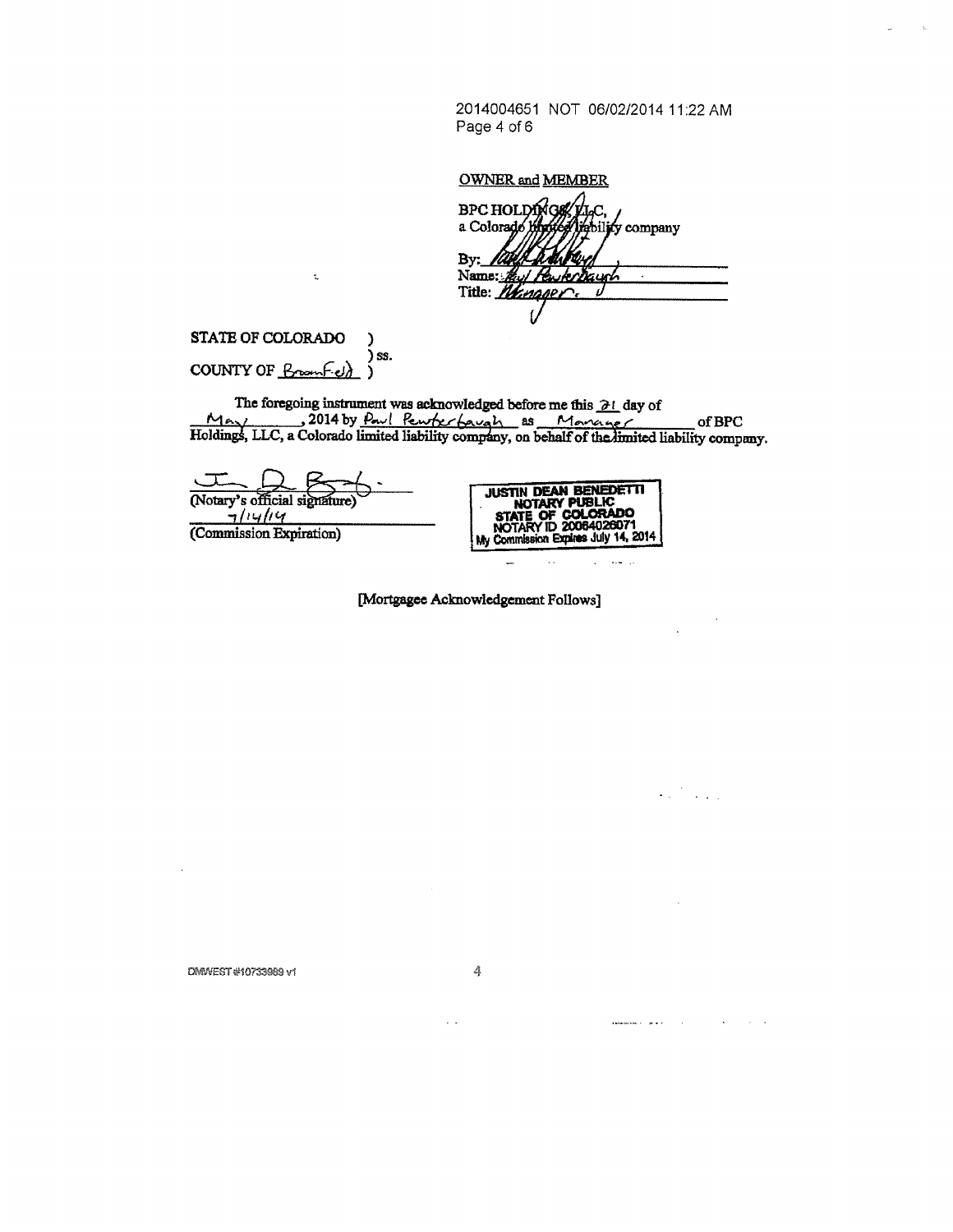2014004651 NOT 06/02/2014 11:22 AM

**OWNER and MEMBER**

BPC HOLDINGS, LLC,
a Colorado limited liability company

By: ______________________
Name: Paul Pewterbaugh
Title: Manager

STATE OF COLORADO )
) ss.
COUNTY OF Broomfield )

The foregoing instrument was acknowledged before me this 21 day of May, 2014 by Paul Pewterbaugh as Manager of BPC Holdings, LLC, a Colorado limited liability company, on behalf of the limited liability company.

______________________
(Notary's official signature)

7/14/14
(Commission Expiration)

JUSTIN DEAN BENEDETTI
NOTARY PUBLIC
STATE OF COLORADO
NOTARY ID 20064026071
My Commission Expires July 14, 2014

[Mortgagee Acknowledgement Follows]

DMWEST #10733989 v1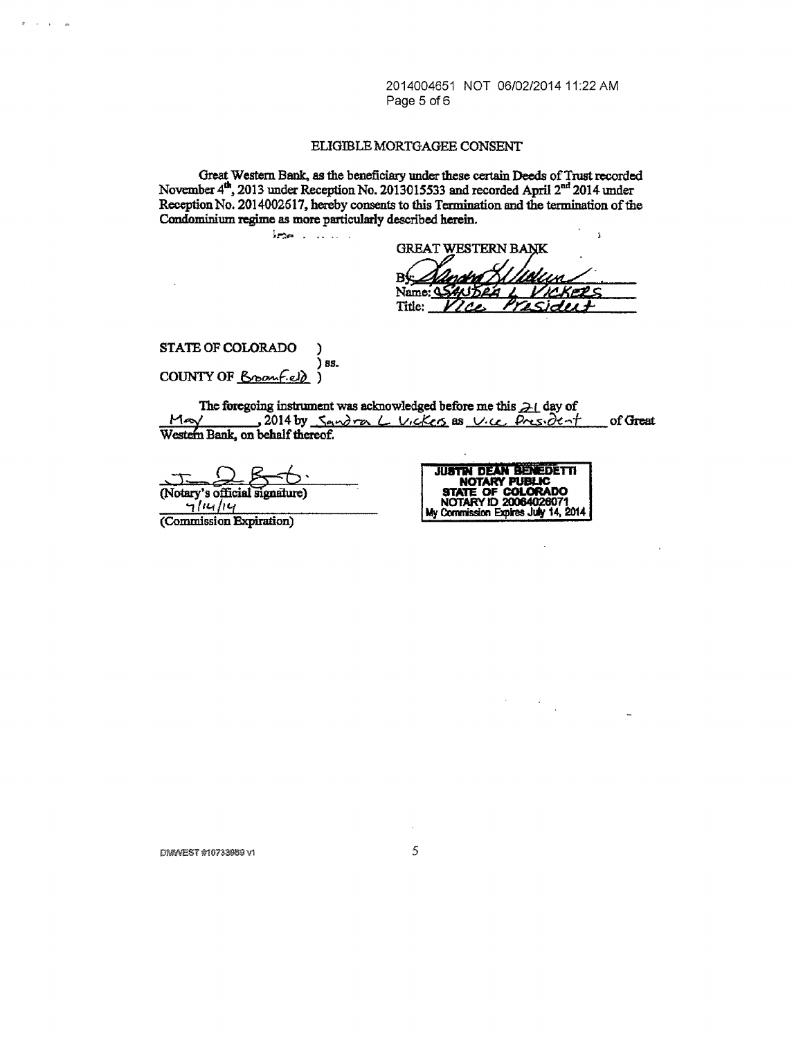2014004651 NOT 06/02/2014 11:22 AM

## ELIGIBLE MORTGAGEE CONSENT

Great Western Bank, as the beneficiary under these certain Deeds of Trust recorded November 4th, 2013 under Reception No. 2013015533 and recorded April 2nd 2014 under Reception No. 2014002617, hereby consents to this Termination and the termination of the Condominium regime as more particularly described herein.

GREAT WESTERN BANK

By: *[signature]*
Name: Sandra L Vickers
Title: Vice President

STATE OF COLORADO )
) ss.
COUNTY OF Broomfield )

The foregoing instrument was acknowledged before me this 21 day of May, 2014 by Sandra L Vickers as Vice President of Great Western Bank, on behalf thereof.

*[signature]*
(Notary's official signature)
7/14/14
(Commission Expiration)

JUSTIN DEAN BENEDETTI
NOTARY PUBLIC
STATE OF COLORADO
NOTARY ID 20064026071
My Commission Expires July 14, 2014

DMWEST #10733989 v1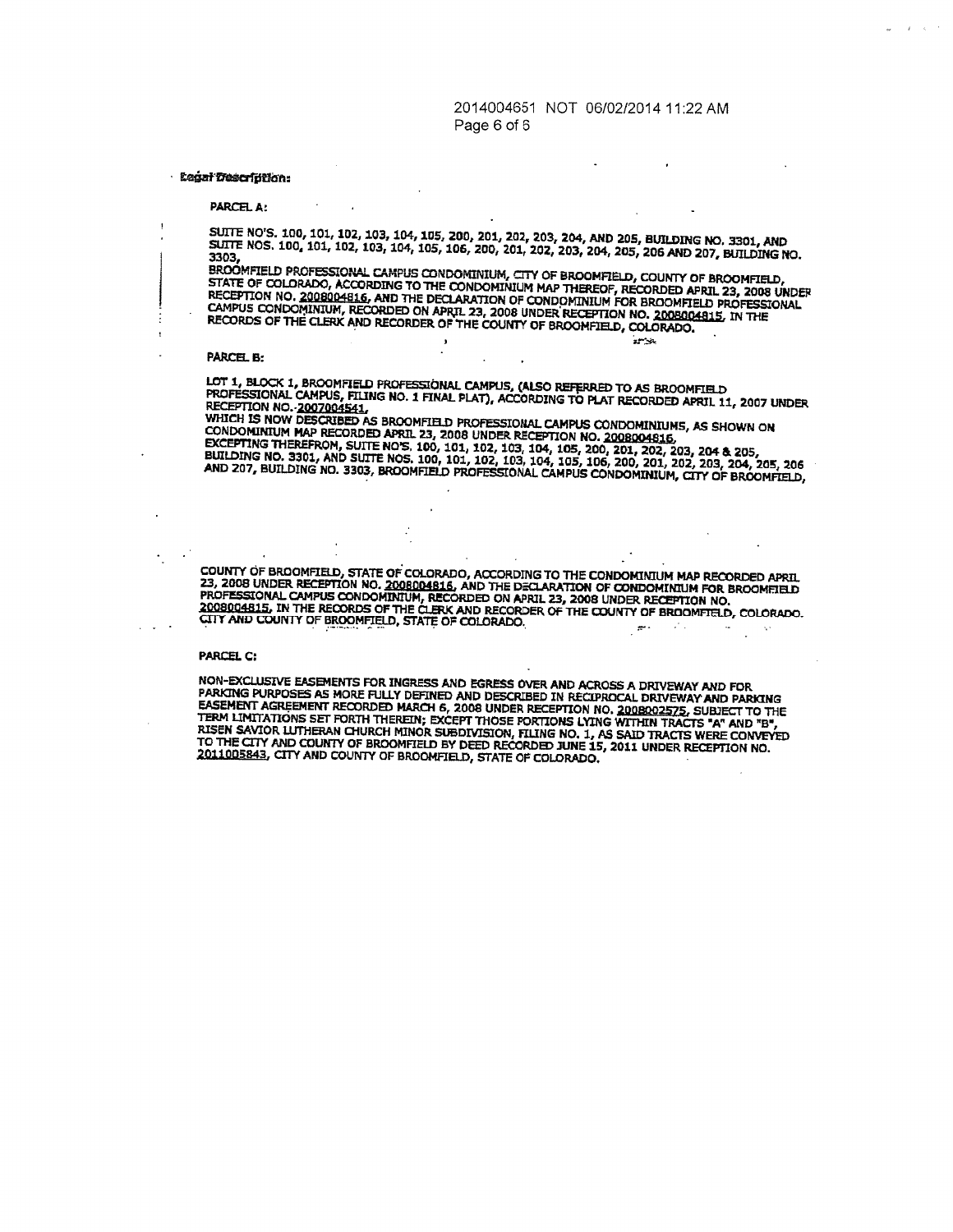**Legal Description:**

**PARCEL A:**

SUITE NO'S. 100, 101, 102, 103, 104, 105, 200, 201, 202, 203, 204, AND 205, BUILDING NO. 3301, AND SUITE NOS. 100, 101, 102, 103, 104, 105, 106, 200, 201, 202, 203, 204, 205, 206 AND 207, BUILDING NO. 3303,

BROOMFIELD PROFESSIONAL CAMPUS CONDOMINIUM, CITY OF BROOMFIELD, COUNTY OF BROOMFIELD, STATE OF COLORADO, ACCORDING TO THE CONDOMINIUM MAP THEREOF, RECORDED APRIL 23, 2008 UNDER RECEPTION NO. 2008004816, AND THE DECLARATION OF CONDOMINIUM FOR BROOMFIELD PROFESSIONAL CAMPUS CONDOMINIUM, RECORDED ON APRIL 23, 2008 UNDER RECEPTION NO. 2008004815, IN THE RECORDS OF THE CLERK AND RECORDER OF THE COUNTY OF BROOMFIELD, COLORADO.

**PARCEL B:**

LOT 1, BLOCK 1, BROOMFIELD PROFESSIONAL CAMPUS, (ALSO REFERRED TO AS BROOMFIELD PROFESSIONAL CAMPUS, FILING NO. 1 FINAL PLAT), ACCORDING TO PLAT RECORDED APRIL 11, 2007 UNDER RECEPTION NO. 2007004541,

WHICH IS NOW DESCRIBED AS BROOMFIELD PROFESSIONAL CAMPUS CONDOMINIUMS, AS SHOWN ON CONDOMINIUM MAP RECORDED APRIL 23, 2008 UNDER RECEPTION NO. 2008004816,

EXCEPTING THEREFROM, SUITE NO'S. 100, 101, 102, 103, 104, 105, 200, 201, 202, 203, 204 & 205, BUILDING NO. 3301, AND SUITE NOS. 100, 101, 102, 103, 104, 105, 106, 200, 201, 202, 203, 204, 205, 206 AND 207, BUILDING NO. 3303, BROOMFIELD PROFESSIONAL CAMPUS CONDOMINIUM, CITY OF BROOMFIELD,

COUNTY OF BROOMFIELD, STATE OF COLORADO, ACCORDING TO THE CONDOMINIUM MAP RECORDED APRIL 23, 2008 UNDER RECEPTION NO. 2008004816, AND THE DECLARATION OF CONDOMINIUM FOR BROOMFIELD PROFESSIONAL CAMPUS CONDOMINIUM, RECORDED ON APRIL 23, 2008 UNDER RECEPTION NO. 2008004815, IN THE RECORDS OF THE CLERK AND RECORDER OF THE COUNTY OF BROOMFIELD, COLORADO. CITY AND COUNTY OF BROOMFIELD, STATE OF COLORADO.

**PARCEL C:**

NON-EXCLUSIVE EASEMENTS FOR INGRESS AND EGRESS OVER AND ACROSS A DRIVEWAY AND FOR PARKING PURPOSES AS MORE FULLY DEFINED AND DESCRIBED IN RECIPROCAL DRIVEWAY AND PARKING EASEMENT AGREEMENT RECORDED MARCH 6, 2008 UNDER RECEPTION NO. 2008002575, SUBJECT TO THE TERM LIMITATIONS SET FORTH THEREIN; EXCEPT THOSE PORTIONS LYING WITHIN TRACTS "A" AND "B", RISEN SAVIOR LUTHERAN CHURCH MINOR SUBDIVISION, FILING NO. 1, AS SAID TRACTS WERE CONVEYED TO THE CITY AND COUNTY OF BROOMFIELD BY DEED RECORDED JUNE 15, 2011 UNDER RECEPTION NO. 2011005843, CITY AND COUNTY OF BROOMFIELD, STATE OF COLORADO.